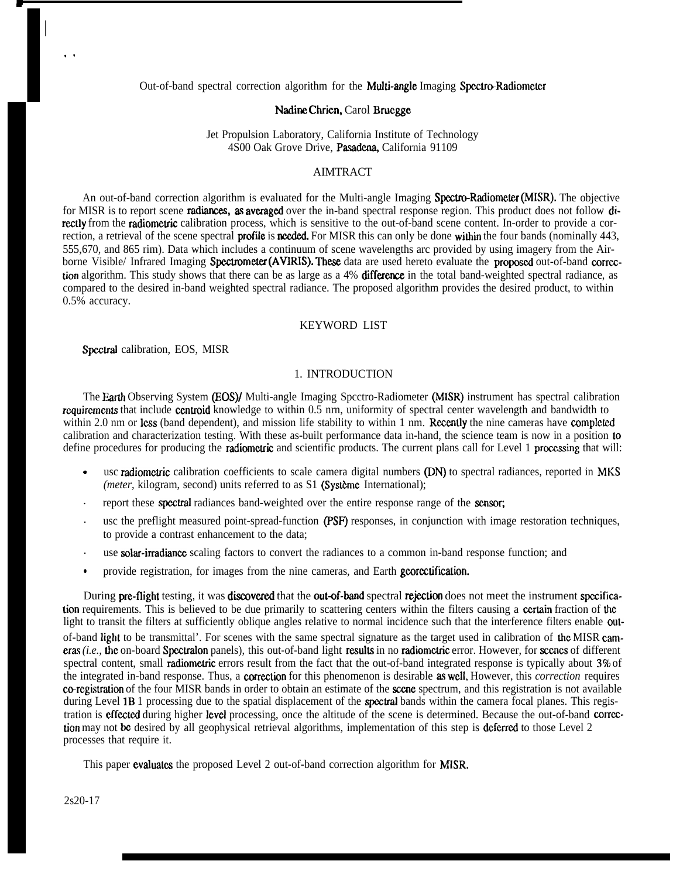Out-of-band spectral correction algorithm for the Multi-angle Imaging Spectro-Radiometer

Nadine Chrien, Carol Bruegge

Jet Propulsion Laboratory, California Institute of Technology
4S00 Oak Grove Drive, Pasadena, California 91109

## AIMTRACT

An out-of-band correction algorithm is evaluated for the Multi-angle Imaging Spectro-Radiometer (MISR). The objective for MISR is to report scene radiances, as averaged over the in-band spectral response region. This product does not follow directly from the radiometric calibration process, which is sensitive to the out-of-band scene content. In-order to provide a correction, a retrieval of the scene spectral profile is needed. For MISR this can only be done within the four bands (nominally 443, 555,670, and 865 rim). Data which includes a continuum of scene wavelengths arc provided by using imagery from the Airborne Visible/ Infrared Imaging Spectrometer (AVIRIS). These data are used hereto evaluate the proposed out-of-band correction algorithm. This study shows that there can be as large as a 4% difference in the total band-weighted spectral radiance, as compared to the desired in-band weighted spectral radiance. The proposed algorithm provides the desired product, to within 0.5% accuracy.

## KEYWORD LIST

Spectral calibration, EOS, MISR

## 1. INTRODUCTION

The Earth Observing System (EOS)/ Multi-angle Imaging Spcctro-Radiometer (MISR) instrument has spectral calibration requirements that include centroid knowledge to within 0.5 nrn, uniformity of spectral center wavelength and bandwidth to within 2.0 nm or less (band dependent), and mission life stability to within 1 nm. Recently the nine cameras have completed calibration and characterization testing. With these as-built performance data in-hand, the science team is now in a position to define procedures for producing the radiometric and scientific products. The current plans call for Level 1 processing that will:

- usc radiometric calibration coefficients to scale camera digital numbers (DN) to spectral radiances, reported in MKS *(meter*, kilogram, second) units referred to as S1 (Système International);
- report these spectral radiances band-weighted over the entire response range of the sensor;
- usc the preflight measured point-spread-function (PSF) responses, in conjunction with image restoration techniques, to provide a contrast enhancement to the data;
- use solar-irradiance scaling factors to convert the radiances to a common in-band response function; and
- provide registration, for images from the nine cameras, and Earth georectification.

During pre-flight testing, it was discovered that the out-of-band spectral rejection does not meet the instrument specification requirements. This is believed to be due primarily to scattering centers within the filters causing a certain fraction of the light to transit the filters at sufficiently oblique angles relative to normal incidence such that the interference filters enable out-of-band light to be transmittal'. For scenes with the same spectral signature as the target used in calibration of the MISR cameras *(i.e.,* the on-board Spectralon panels), this out-of-band light results in no radiometric error. However, for scenes of different spectral content, small radiometric errors result from the fact that the out-of-band integrated response is typically about 3% of the integrated in-band response. Thus, a correction for this phenomenon is desirable as well. However, this *correction* requires co-registration of the four MISR bands in order to obtain an estimate of the scene spectrum, and this registration is not available during Level 1B 1 processing due to the spatial displacement of the spectral bands within the camera focal planes. This registration is effected during higher level processing, once the altitude of the scene is determined. Because the out-of-band correction may not be desired by all geophysical retrieval algorithms, implementation of this step is deferred to those Level 2 processes that require it.

This paper evaluates the proposed Level 2 out-of-band correction algorithm for MISR.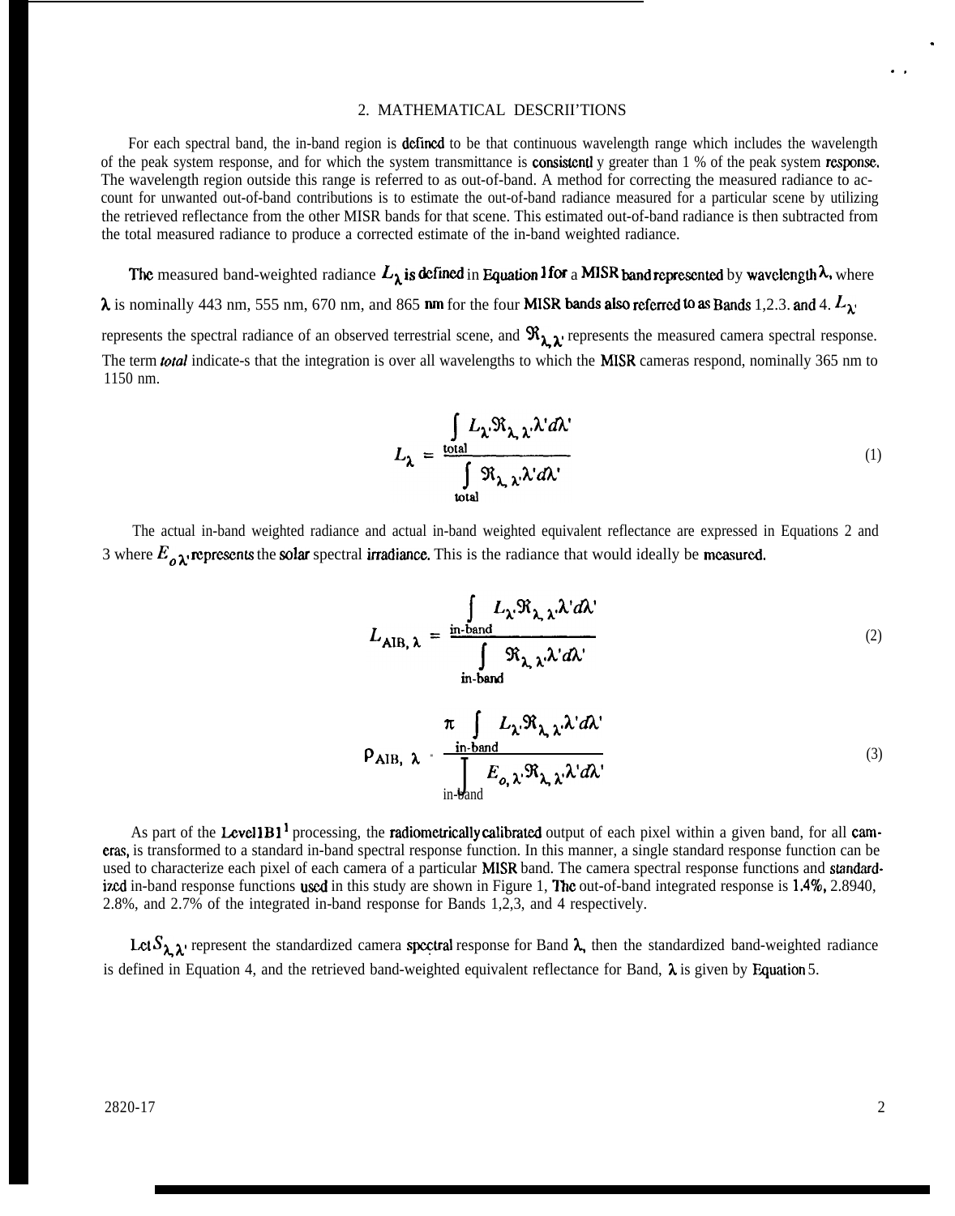## 2. MATHEMATICAL DESCRIPTIONS

For each spectral band, the in-band region is defined to be that continuous wavelength range which includes the wavelength of the peak system response, and for which the system transmittance is consistentl y greater than 1 % of the peak system response. The wavelength region outside this range is referred to as out-of-band. A method for correcting the measured radiance to account for unwanted out-of-band contributions is to estimate the out-of-band radiance measured for a particular scene by utilizing the retrieved reflectance from the other MISR bands for that scene. This estimated out-of-band radiance is then subtracted from the total measured radiance to produce a corrected estimate of the in-band weighted radiance.

The measured band-weighted radiance $L_\lambda$ is defined in Equation 1 for a MISR band represented by wavelength $\lambda$, where $\lambda$ is nominally 443 nm, 555 nm, 670 nm, and 865 nm for the four MISR bands also referred to as Bands 1,2,3, and 4. $L_{\lambda'}$ represents the spectral radiance of an observed terrestrial scene, and $\Re_{\lambda,\lambda'}$ represents the measured camera spectral response. The term *total* indicate-s that the integration is over all wavelengths to which the MISR cameras respond, nominally 365 nm to 1150 nm.

$$L_\lambda = \frac{\int_{\text{total}} L_{\lambda'} \Re_{\lambda,\lambda'} \lambda' d\lambda'}{\int_{\text{total}} \Re_{\lambda,\lambda'} \lambda' d\lambda'} \tag{1}$$

The actual in-band weighted radiance and actual in-band weighted equivalent reflectance are expressed in Equations 2 and 3 where $E_{o\lambda'}$ represents the solar spectral irradiance. This is the radiance that would ideally be measured.

$$L_{\text{AIB},\lambda} = \frac{\int_{\text{in-band}} L_{\lambda'} \Re_{\lambda,\lambda'} \lambda' d\lambda'}{\int_{\text{in-band}} \Re_{\lambda,\lambda'} \lambda' d\lambda'} \tag{2}$$

$$\rho_{\text{AIB},\lambda} = \frac{\pi \int_{\text{in-band}} L_{\lambda'} \Re_{\lambda,\lambda'} \lambda' d\lambda'}{\int_{\text{in-band}} E_{o,\lambda'} \Re_{\lambda,\lambda'} \lambda' d\lambda'} \tag{3}$$

As part of the Level1B1[1] processing, the radiometrically calibrated output of each pixel within a given band, for all cameras, is transformed to a standard in-band spectral response function. In this manner, a single standard response function can be used to characterize each pixel of each camera of a particular MISR band. The camera spectral response functions and standardized in-band response functions used in this study are shown in Figure 1, The out-of-band integrated response is 1.4%, 2.8940, 2.8%, and 2.7% of the integrated in-band response for Bands 1,2,3, and 4 respectively.

Let $S_{\lambda,\lambda'}$ represent the standardized camera spectral response for Band $\lambda$, then the standardized band-weighted radiance is defined in Equation 4, and the retrieved band-weighted equivalent reflectance for Band, $\lambda$ is given by Equation 5.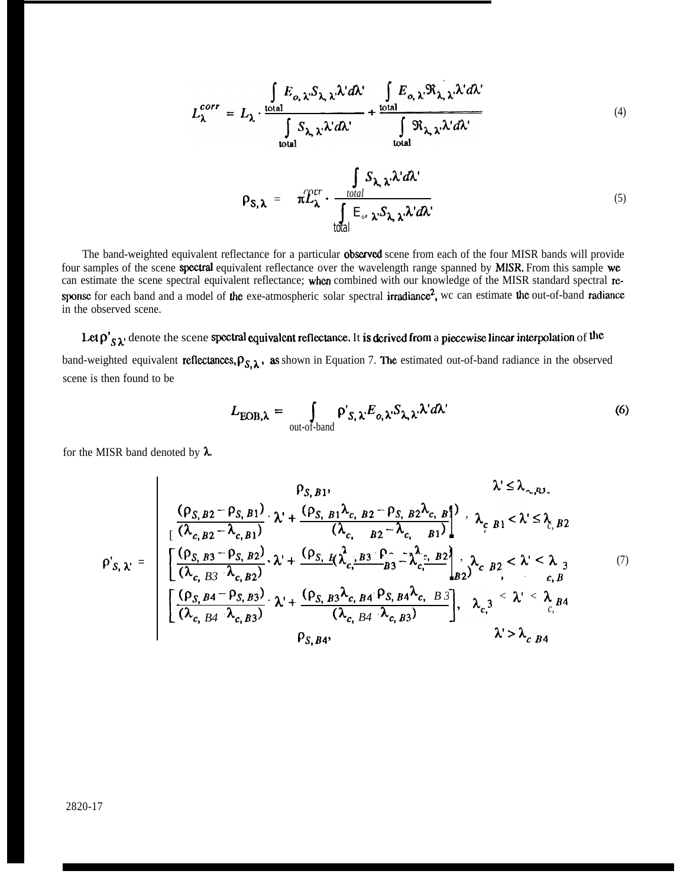$$L_{\lambda}^{corr} = L_{\lambda} \cdot \frac{\int_{total} E_{o,\lambda'} S_{\lambda,\lambda'} d\lambda'}{\int_{total} S_{\lambda,\lambda'} d\lambda'} + \frac{\int_{total} E_{o,\lambda'} \Re_{\lambda,\lambda'} d\lambda'}{\int_{total} \Re_{\lambda,\lambda'} d\lambda'} \tag{4}$$

$$\rho_{S,\lambda} = \pi L_{\lambda}^{corr} \cdot \frac{\int_{total} S_{\lambda,\lambda'} d\lambda'}{\int_{total} E_{o,\lambda'} S_{\lambda,\lambda'} d\lambda'} \tag{5}$$

The band-weighted equivalent reflectance for a particular observed scene from each of the four MISR bands will provide four samples of the scene spectral equivalent reflectance over the wavelength range spanned by MISR. From this sample we can estimate the scene spectral equivalent reflectance; when combined with our knowledge of the MISR standard spectral response for each band and a model of the exe-atmospheric solar spectral irradiance[2], we can estimate the out-of-band radiance in the observed scene.

Let $\rho'_{S,\lambda'}$ denote the scene spectral equivalent reflectance. It is derived from a piecewise linear interpolation of the band-weighted equivalent reflectances, $\rho_{S,\lambda}$, as shown in Equation 7. The estimated out-of-band radiance in the observed scene is then found to be

$$L_{EOB,\lambda} = \int_{out\text{-}of\text{-}band} \rho'_{S,\lambda'} E_{o,\lambda'} S_{\lambda,\lambda'} d\lambda' \tag{6}$$

for the MISR band denoted by $\lambda$.

$$\rho'_{S,\lambda'} = \begin{cases} \rho_{S,B1}, & \lambda' \le \lambda_{c,B1} \\ \left[\dfrac{(\rho_{S,B2} - \rho_{S,B1})}{(\lambda_{c,B2} - \lambda_{c,B1})} \cdot \lambda' + \dfrac{(\rho_{S,B1}\lambda_{c,B2} - \rho_{S,B2}\lambda_{c,B1})}{(\lambda_{c,B2} - \lambda_{c,B1})}\right], & \lambda_{c,B1} < \lambda' \le \lambda_{c,B2} \\ \left[\dfrac{(\rho_{S,B3} - \rho_{S,B2})}{(\lambda_{c,B3} - \lambda_{c,B2})} \cdot \lambda' + \dfrac{(\rho_{S,B2}\lambda_{c,B3} - \rho_{S,B3}\lambda_{c,B2})}{(\lambda_{c,B3} - \lambda_{c,B2})}\right], & \lambda_{c,B2} < \lambda' < \lambda_{c,B3} \\ \left[\dfrac{(\rho_{S,B4} - \rho_{S,B3})}{(\lambda_{c,B4} - \lambda_{c,B3})} \cdot \lambda' + \dfrac{(\rho_{S,B3}\lambda_{c,B4} - \rho_{S,B4}\lambda_{c,B3})}{(\lambda_{c,B4} - \lambda_{c,B3})}\right], & \lambda_{c,B3} < \lambda' < \lambda_{c,B4} \\ \rho_{S,B4}, & \lambda' > \lambda_{c,B4} \end{cases} \tag{7}$$

2820-17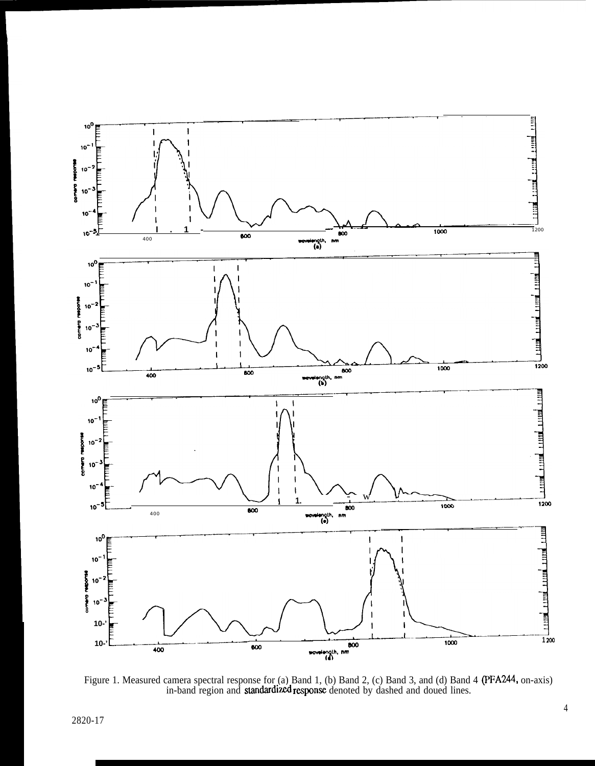Figure 1. Measured camera spectral response for (a) Band 1, (b) Band 2, (c) Band 3, and (d) Band 4 (PFA244, on-axis) in-band region and standardized response denoted by dashed and doued lines.

2820-17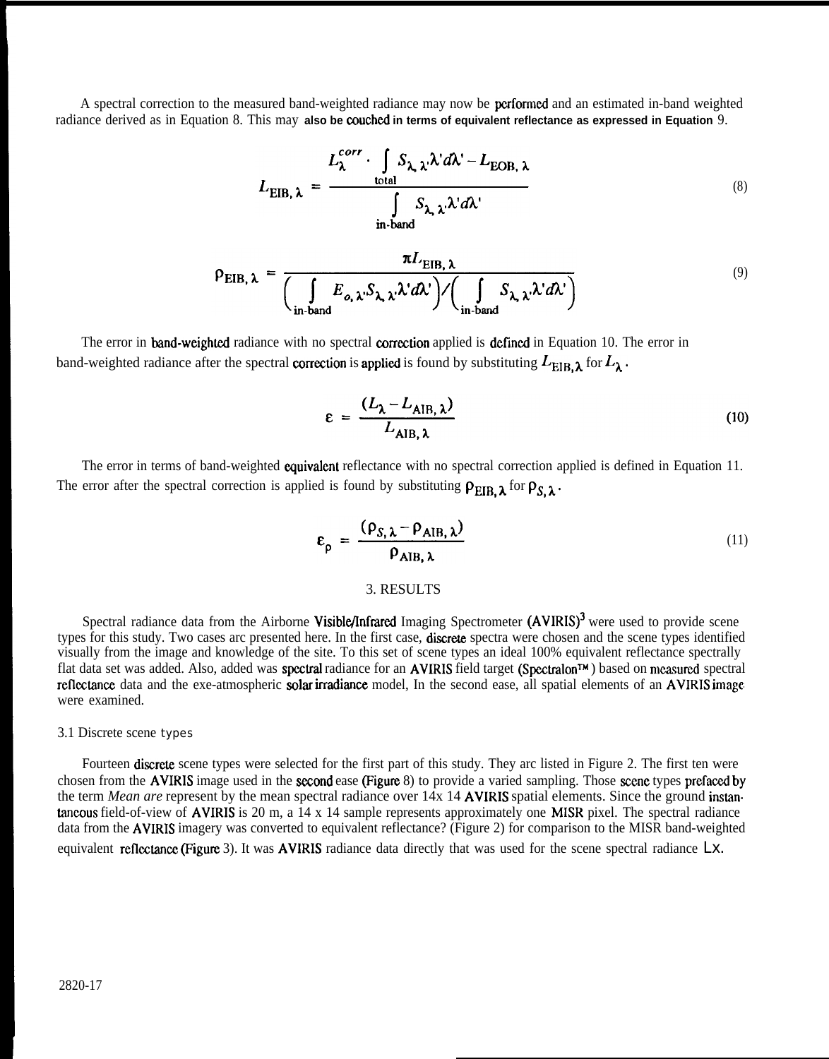A spectral correction to the measured band-weighted radiance may now be performed and an estimated in-band weighted radiance derived as in Equation 8. This may also be couched in terms of equivalent reflectance as expressed in Equation 9.

$$L_{\mathrm{EIB},\lambda} = \frac{L_{\lambda}^{corr} \cdot \int\limits_{\mathrm{total}} S_{\lambda,\lambda'} \lambda' d\lambda' - L_{\mathrm{EOB},\lambda}}{\int\limits_{\mathrm{in\text{-}band}} S_{\lambda,\lambda'} \lambda' d\lambda'} \tag{8}$$

$$\rho_{\mathrm{EIB},\lambda} = \frac{\pi L_{\mathrm{EIB},\lambda}}{\left(\int\limits_{\mathrm{in\text{-}band}} E_{o,\lambda'} S_{\lambda,\lambda'} \lambda' d\lambda'\right) / \left(\int\limits_{\mathrm{in\text{-}band}} S_{\lambda,\lambda'} \lambda' d\lambda'\right)} \tag{9}$$

The error in band-weighted radiance with no spectral correction applied is defined in Equation 10. The error in band-weighted radiance after the spectral correction is applied is found by substituting $L_{\mathrm{EIB},\lambda}$ for $L_{\lambda}$.

$$\varepsilon = \frac{(L_{\lambda} - L_{\mathrm{AIB},\lambda})}{L_{\mathrm{AIB},\lambda}} \tag{10}$$

The error in terms of band-weighted equivalent reflectance with no spectral correction applied is defined in Equation 11. The error after the spectral correction is applied is found by substituting $\rho_{\mathrm{EIB},\lambda}$ for $\rho_{S,\lambda}$.

$$\varepsilon_{\rho} = \frac{(\rho_{S,\lambda} - \rho_{\mathrm{AIB},\lambda})}{\rho_{\mathrm{AIB},\lambda}} \tag{11}$$

## 3. RESULTS

Spectral radiance data from the Airborne Visible/Infrared Imaging Spectrometer (AVIRIS)[3] were used to provide scene types for this study. Two cases arc presented here. In the first case, discrete spectra were chosen and the scene types identified visually from the image and knowledge of the site. To this set of scene types an ideal 100% equivalent reflectance spectrally flat data set was added. Also, added was spectral radiance for an AVIRIS field target (Spectralon™) based on measured spectral reflectance data and the exe-atmospheric solar irradiance model, In the second ease, all spatial elements of an AVIRIS image were examined.

### 3.1 Discrete scene types

Fourteen discrete scene types were selected for the first part of this study. They arc listed in Figure 2. The first ten were chosen from the AVIRIS image used in the second ease (Figure 8) to provide a varied sampling. Those scene types prefaced by the term *Mean are* represent by the mean spectral radiance over 14x 14 AVIRIS spatial elements. Since the ground instantaneous field-of-view of AVIRIS is 20 m, a 14 x 14 sample represents approximately one MISR pixel. The spectral radiance data from the AVIRIS imagery was converted to equivalent reflectance? (Figure 2) for comparison to the MISR band-weighted equivalent reflectance (Figure 3). It was AVIRIS radiance data directly that was used for the scene spectral radiance Lx.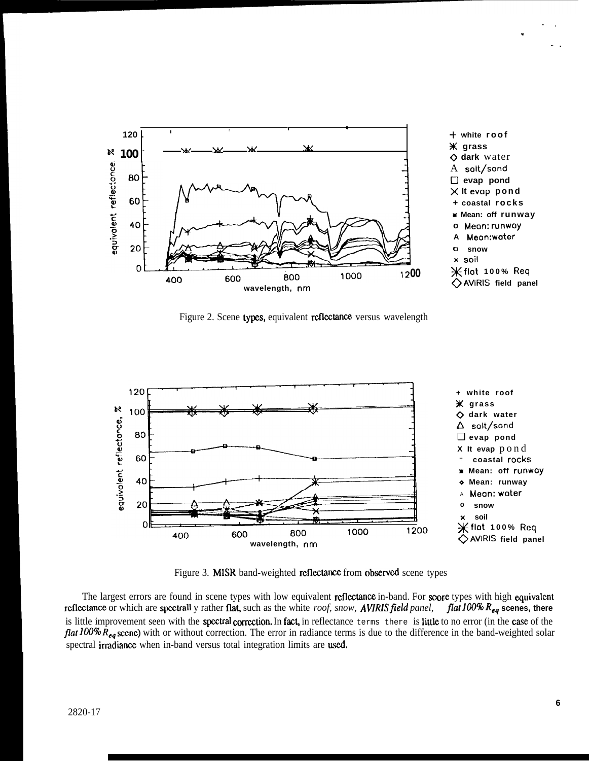Figure 2. Scene types, equivalent reflectance versus wavelength

Figure 3. MISR band-weighted reflectance from observed scene types

The largest errors are found in scene types with low equivalent reflectance in-band. For score types with high equivalent reflectance or which are spectrall y rather flat, such as the white *roof, snow, AVIRIS field panel,* *flat 100%* $R_{eq}$ **scenes, there** is little improvement seen with the spectral correction. In fact, in reflectance terms there is little to no error (in the case of the *flat 100%* $R_{eq}$ scene) with or without correction. The error in radiance terms is due to the difference in the band-weighted solar spectral irradiance when in-band versus total integration limits are used.

2820-17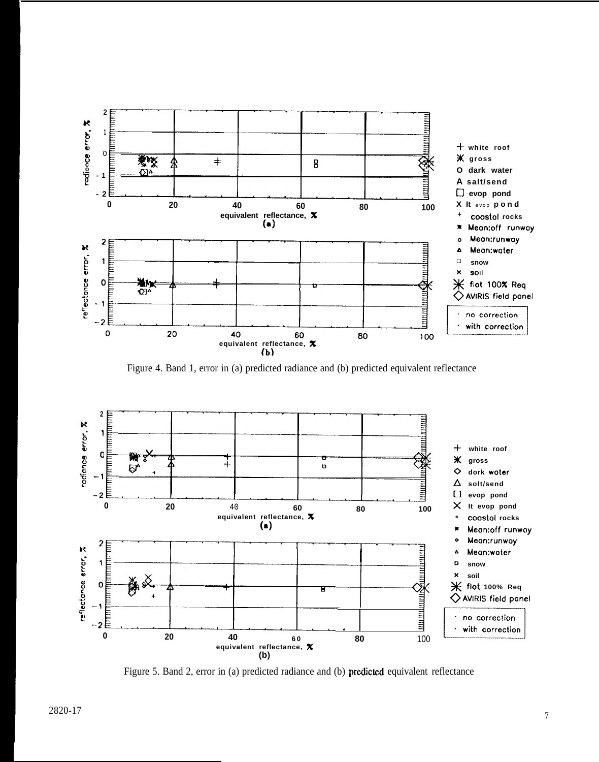Figure 4. Band 1, error in (a) predicted radiance and (b) predicted equivalent reflectance

Figure 5. Band 2, error in (a) predicted radiance and (b) predicted equivalent reflectance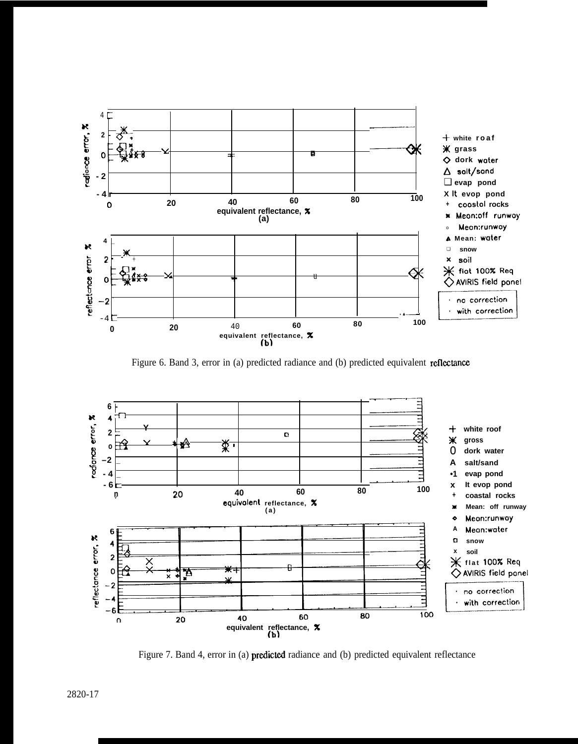Figure 6. Band 3, error in (a) predicted radiance and (b) predicted equivalent reflectance

Figure 7. Band 4, error in (a) predicted radiance and (b) predicted equivalent reflectance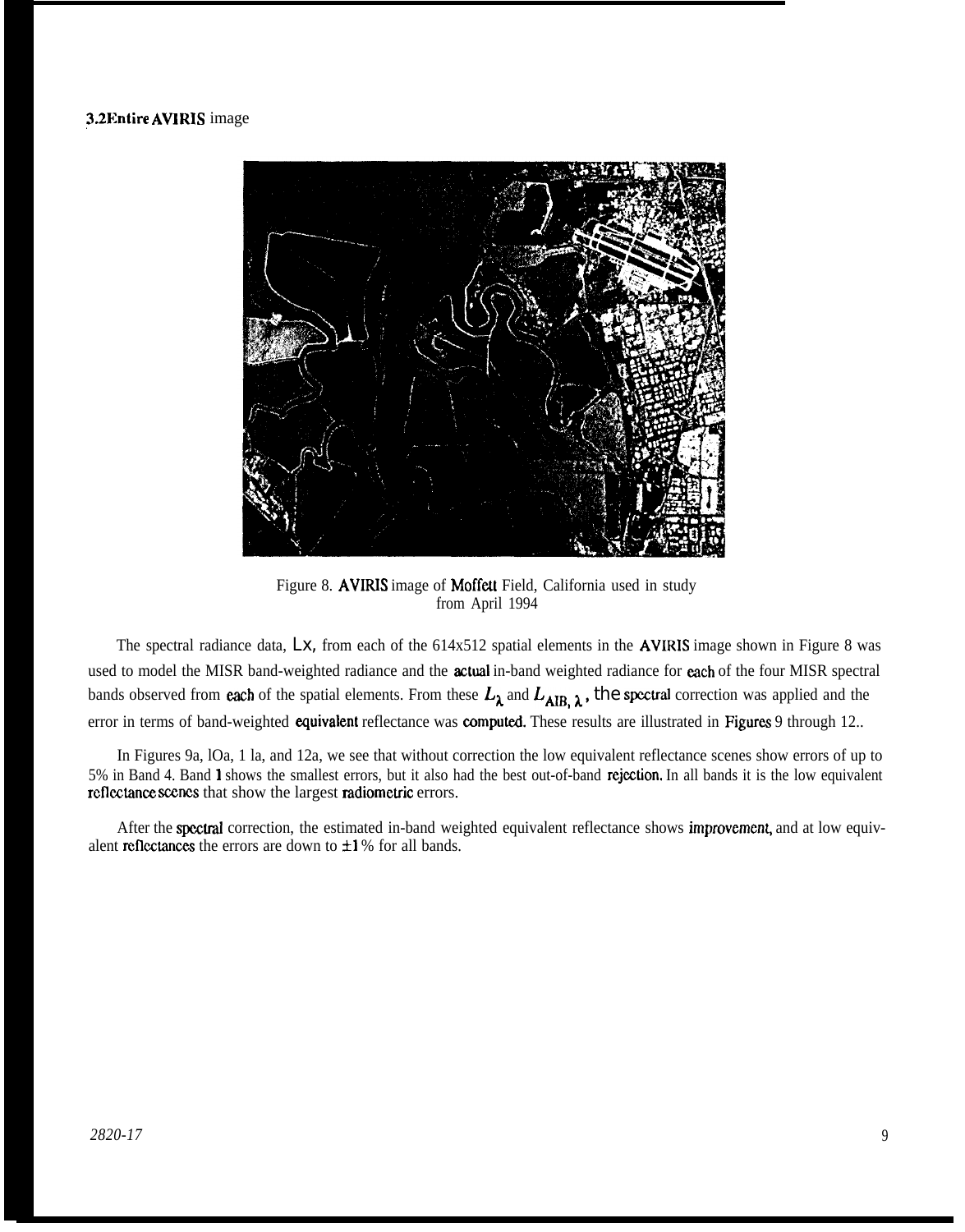### 3.2 Entire AVIRIS image

Figure 8. AVIRIS image of Moffett Field, California used in study from April 1994

The spectral radiance data, $L_\lambda$, from each of the 614x512 spatial elements in the AVIRIS image shown in Figure 8 was used to model the MISR band-weighted radiance and the actual in-band weighted radiance for each of the four MISR spectral bands observed from each of the spatial elements. From these $L_\lambda$ and $L_{AIB,\lambda}$, the spectral correction was applied and the error in terms of band-weighted equivalent reflectance was computed. These results are illustrated in Figures 9 through 12..

In Figures 9a, 10a, 11a, and 12a, we see that without correction the low equivalent reflectance scenes show errors of up to 5% in Band 4. Band 1 shows the smallest errors, but it also had the best out-of-band rejection. In all bands it is the low equivalent reflectance scenes that show the largest radiometric errors.

After the spectral correction, the estimated in-band weighted equivalent reflectance shows improvement, and at low equivalent reflectances the errors are down to ±1% for all bands.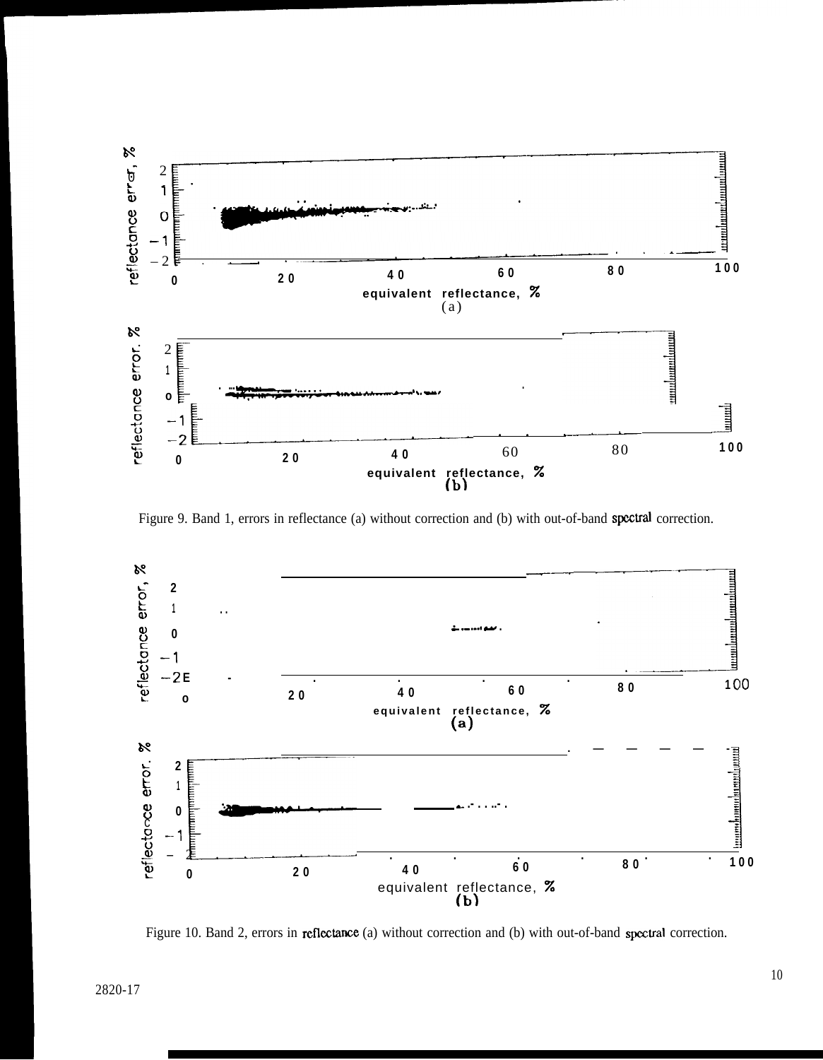Figure 9. Band 1, errors in reflectance (a) without correction and (b) with out-of-band spectral correction.

Figure 10. Band 2, errors in reflectance (a) without correction and (b) with out-of-band spectral correction.

2820-17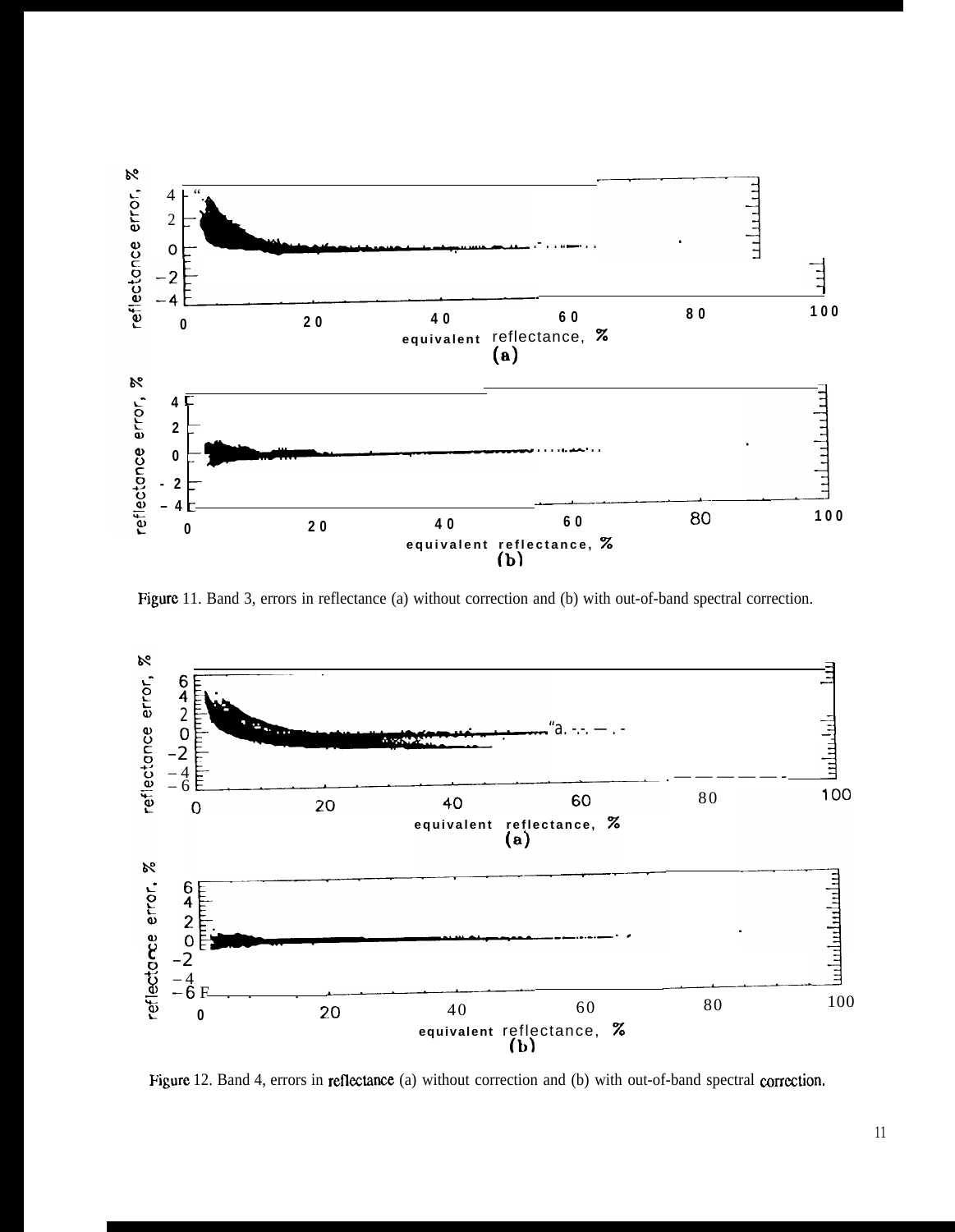Figure 11. Band 3, errors in reflectance (a) without correction and (b) with out-of-band spectral correction.

Figure 12. Band 4, errors in reflectance (a) without correction and (b) with out-of-band spectral correction.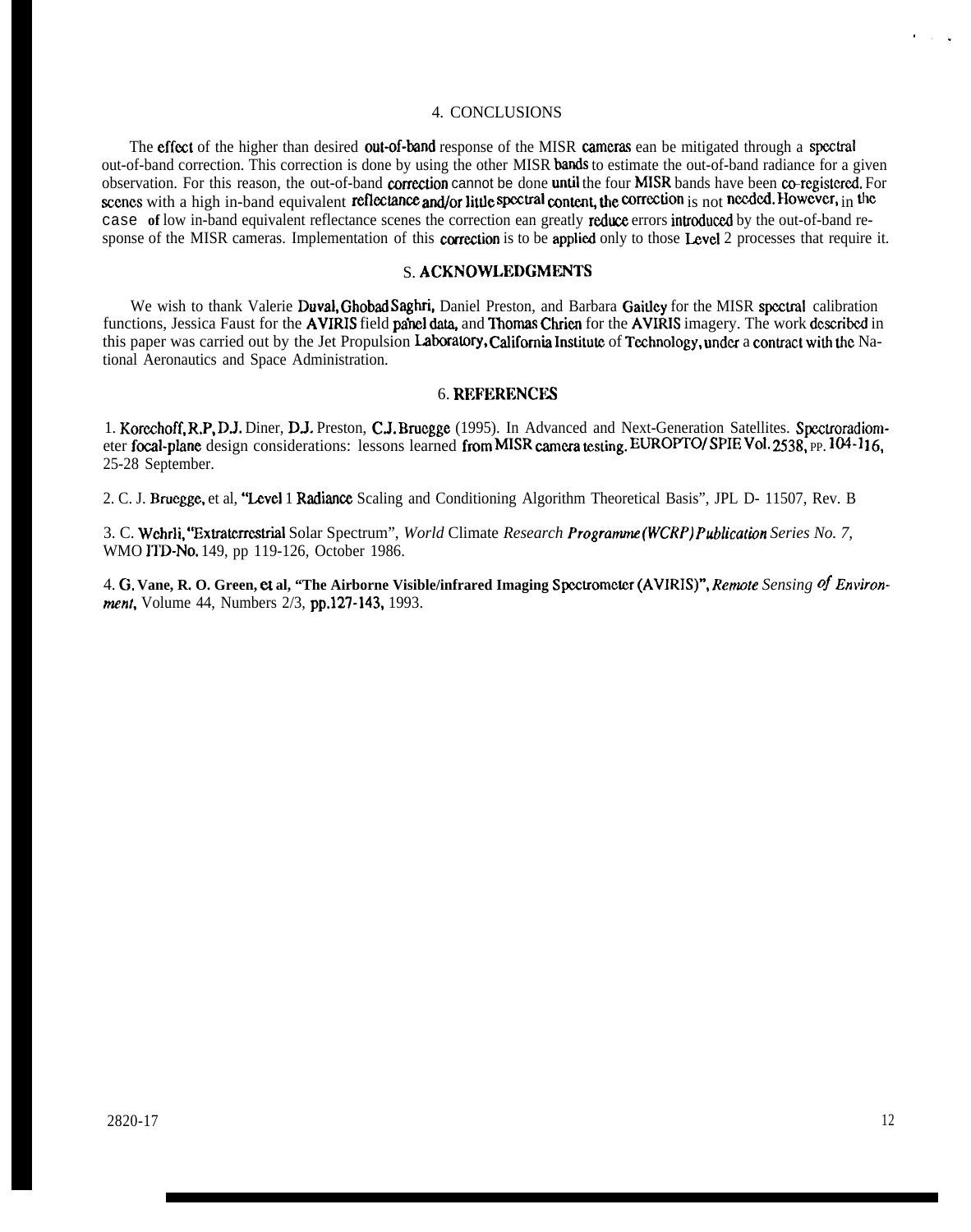## 4. CONCLUSIONS

The effect of the higher than desired out-of-band response of the MISR cameras ean be mitigated through a spectral out-of-band correction. This correction is done by using the other MISR bands to estimate the out-of-band radiance for a given observation. For this reason, the out-of-band correction cannot be done until the four MISR bands have been co-registered. For scenes with a high in-band equivalent reflectance and/or little spectral content, the correction is not needed. However, in the case of low in-band equivalent reflectance scenes the correction ean greatly reduce errors introduced by the out-of-band response of the MISR cameras. Implementation of this correction is to be applied only to those Level 2 processes that require it.

## S. ACKNOWLEDGMENTS

We wish to thank Valerie Duval, Ghobad Saghri, Daniel Preston, and Barbara Gaitley for the MISR spectral calibration functions, Jessica Faust for the AVIRIS field panel data, and Thomas Chrien for the AVIRIS imagery. The work described in this paper was carried out by the Jet Propulsion Laboratory, California Institute of Technology, under a contract with the National Aeronautics and Space Administration.

## 6. REFERENCES

1. Korechoff, R.P, D.J. Diner, D.J. Preston, C.J. Bruegge (1995). In Advanced and Next-Generation Satellites. Spectroradiometer focal-plane design considerations: lessons learned from MISR camera testing. EUROPTO/ SPIE Vol. 2538, PP. 104-116, 25-28 September.

2. C. J. Bruegge, et al, "Level 1 Radiance Scaling and Conditioning Algorithm Theoretical Basis", JPL D- 11507, Rev. B

3. C. Wehrli, "Extraterrestrial Solar Spectrum", *World* Climate *Research Programme (WCRP) Publication Series No. 7*, WMO ITD-No. 149, pp 119-126, October 1986.

4. **G. Vane, R. O. Green, et al, "The Airborne Visible/infrared Imaging Spectrometer (AVIRIS)",** *Remote Sensing of Environment*, Volume 44, Numbers 2/3, pp.127-143, 1993.